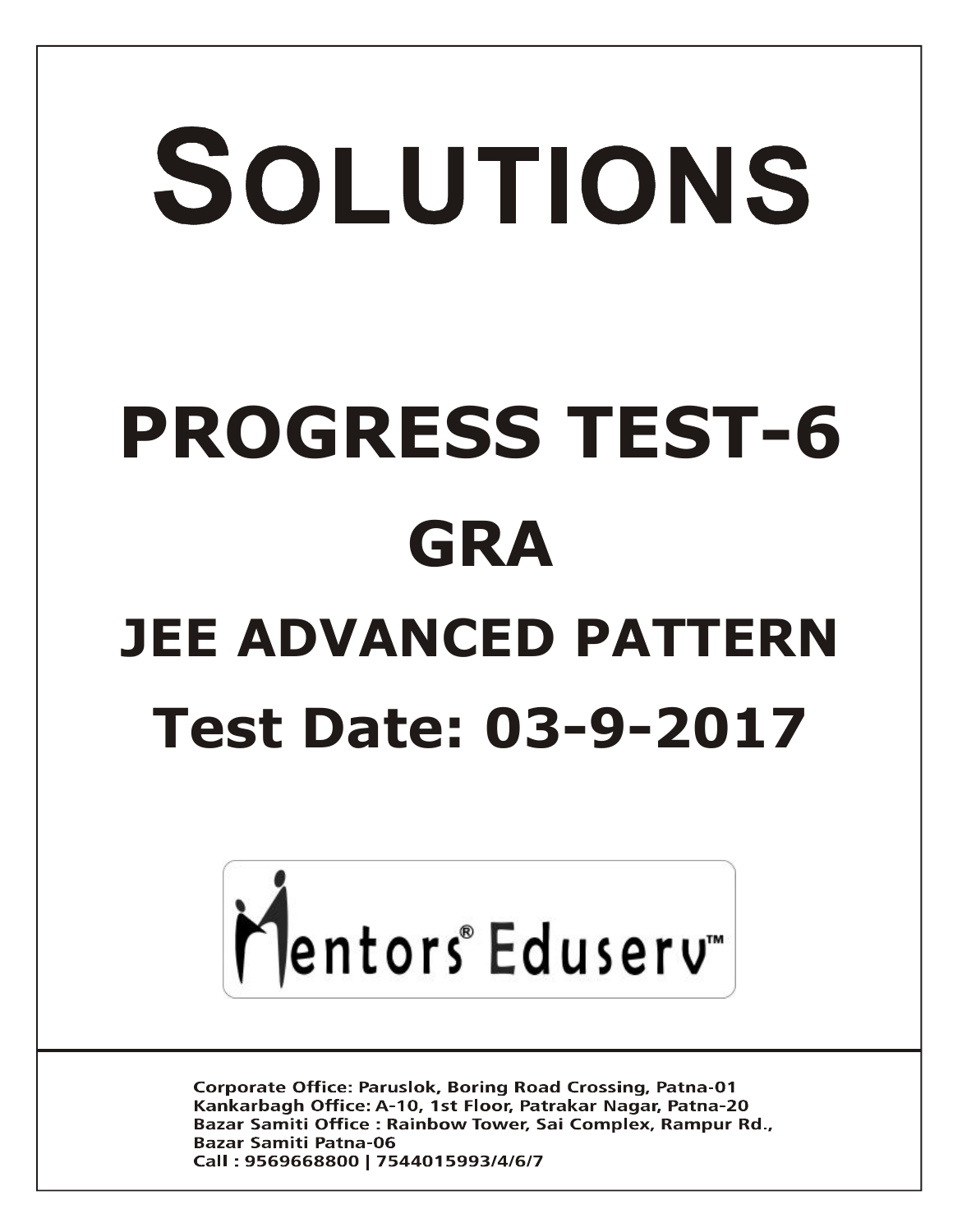# SOLUTIONS

# PROGRESS TEST-6

## GRA

## JEE ADVANCED PATTERN

## Test Date: 03-9-2017

Mentors® Eduserv™

Corporate Office: Paruslok, Boring Road Crossing, Patna-01
Kankarbagh Office: A-10, 1st Floor, Patrakar Nagar, Patna-20
Bazar Samiti Office : Rainbow Tower, Sai Complex, Rampur Rd., Bazar Samiti Patna-06
Call : 9569668800 | 7544015993/4/6/7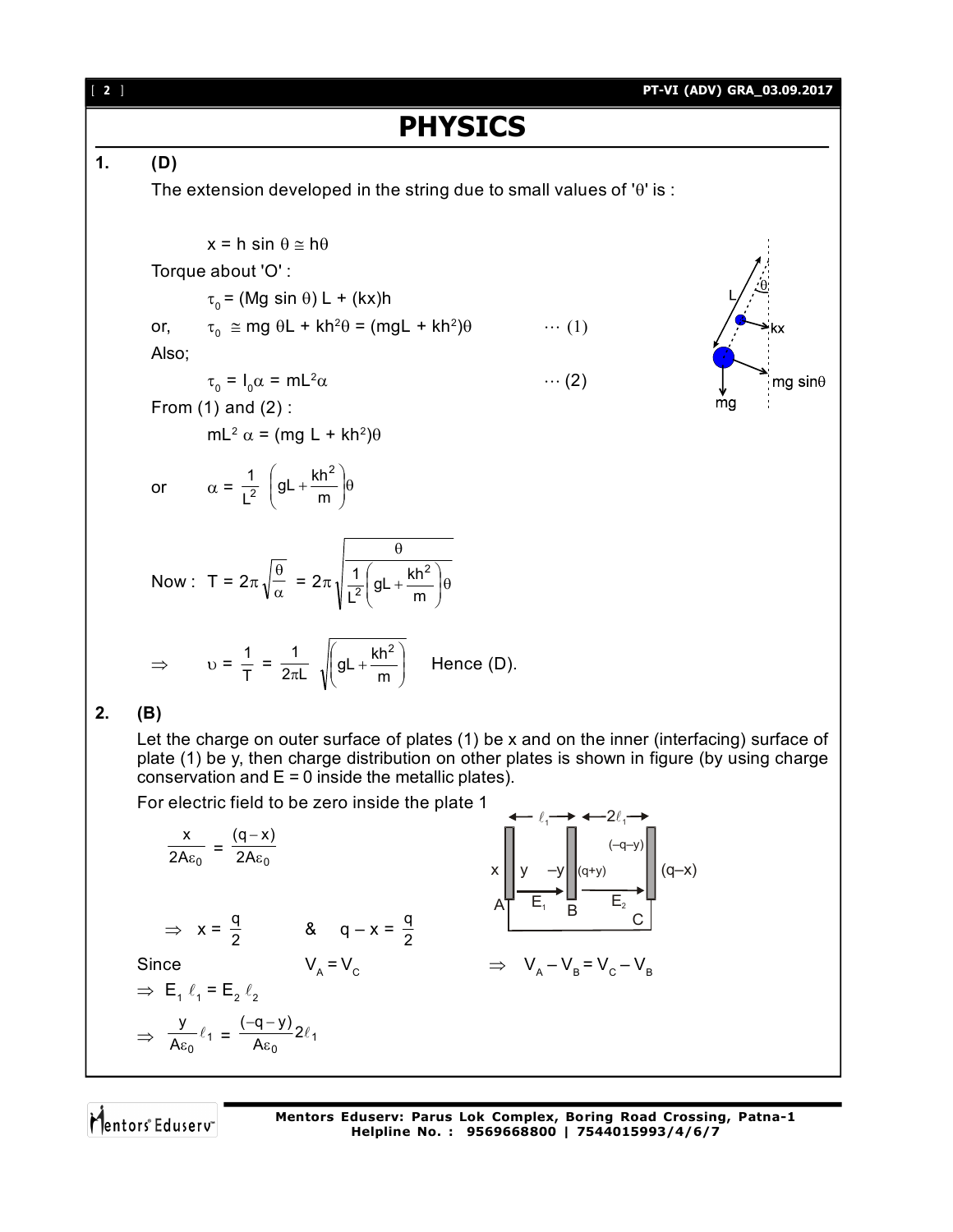# PHYSICS

**1.** **(D)**

The extension developed in the string due to small values of 'θ' is :

$$x = h \sin \theta \cong h\theta$$

Torque about 'O' :

$$\tau_0 = (Mg \sin \theta) L + (kx)h$$

or, $\tau_0 \cong mg\,\theta L + kh^2\theta = (mgL + kh^2)\theta \quad \cdots (1)$

Also;

$$\tau_0 = I_0\alpha = mL^2\alpha \quad \cdots (2)$$

From (1) and (2) :

$$mL^2\,\alpha = (mg\,L + kh^2)\theta$$

or $\alpha = \dfrac{1}{L^2}\left(gL + \dfrac{kh^2}{m}\right)\theta$

Now : $T = 2\pi\sqrt{\dfrac{\theta}{\alpha}} = 2\pi\sqrt{\dfrac{\theta}{\dfrac{1}{L^2}\left(gL + \dfrac{kh^2}{m}\right)\theta}}$

$\Rightarrow \quad \upsilon = \dfrac{1}{T} = \dfrac{1}{2\pi L}\sqrt{\left(gL + \dfrac{kh^2}{m}\right)}$ Hence (D).

**2.** **(B)**

Let the charge on outer surface of plates (1) be x and on the inner (interfacing) surface of plate (1) be y, then charge distribution on other plates is shown in figure (by using charge conservation and E = 0 inside the metallic plates).

For electric field to be zero inside the plate 1

$$\frac{x}{2A\varepsilon_0} = \frac{(q - x)}{2A\varepsilon_0}$$

$\Rightarrow x = \dfrac{q}{2}$ & $q - x = \dfrac{q}{2}$

Since $V_A = V_C \Rightarrow V_A - V_B = V_C - V_B$

$\Rightarrow E_1\,\ell_1 = E_2\,\ell_2$

$\Rightarrow \dfrac{y}{A\varepsilon_0}\ell_1 = \dfrac{(-q - y)}{A\varepsilon_0}2\ell_1$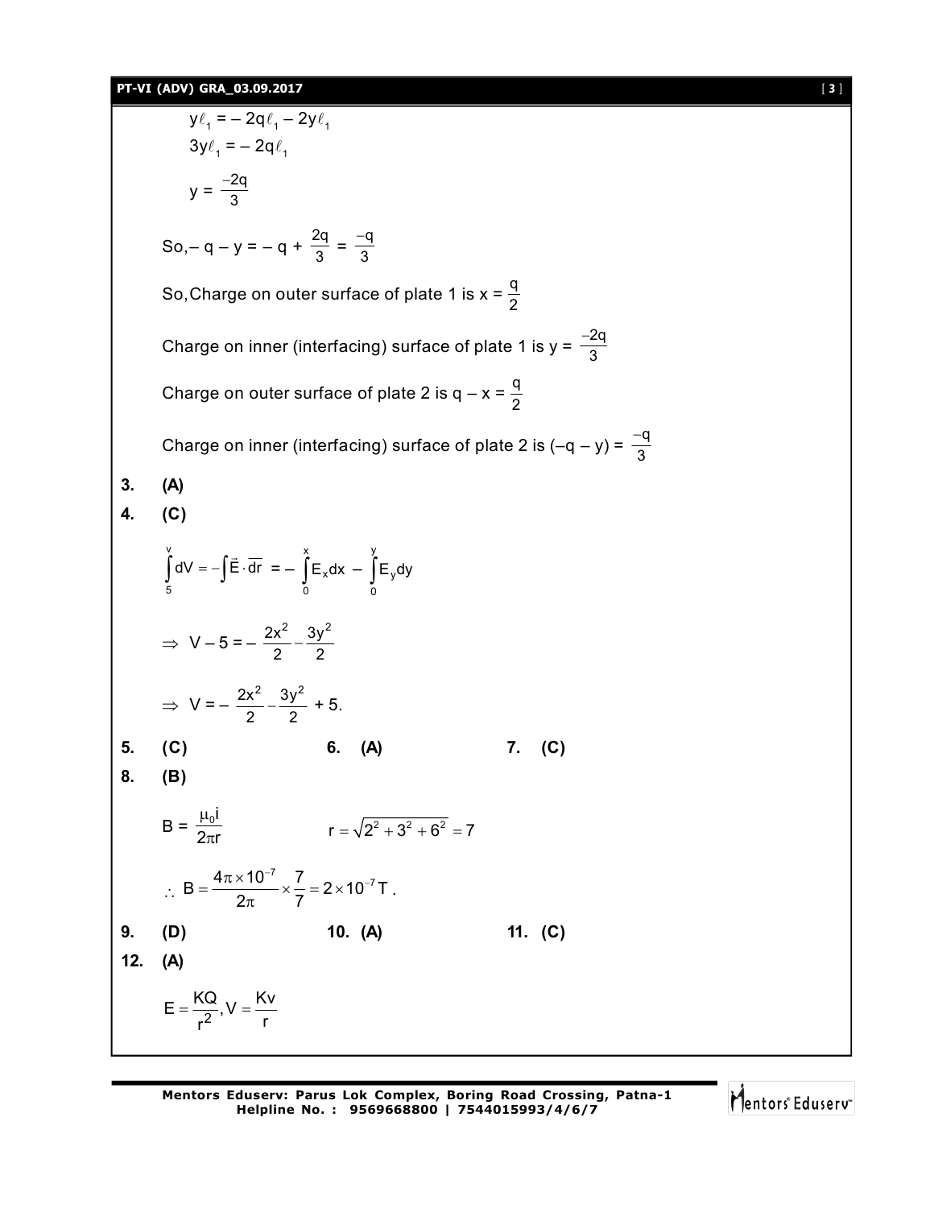$$y\ell_1 = -2q\ell_1 - 2y\ell_1$$

$$3y\ell_1 = -2q\ell_1$$

$$y = \frac{-2q}{3}$$

So, $-q - y = -q + \frac{2q}{3} = \frac{-q}{3}$

So, Charge on outer surface of plate 1 is $x = \frac{q}{2}$

Charge on inner (interfacing) surface of plate 1 is $y = \frac{-2q}{3}$

Charge on outer surface of plate 2 is $q - x = \frac{q}{2}$

Charge on inner (interfacing) surface of plate 2 is $(-q - y) = \frac{-q}{3}$

**3. (A)**

**4. (C)**

$$\int_5^v dV = -\int \vec{E}\cdot\overline{dr} = -\int_0^x E_x dx - \int_0^y E_y dy$$

$$\Rightarrow V - 5 = -\frac{2x^2}{2} - \frac{3y^2}{2}$$

$$\Rightarrow V = -\frac{2x^2}{2} - \frac{3y^2}{2} + 5.$$

**5. (C)** **6. (A)** **7. (C)**

**8. (B)**

$$B = \frac{\mu_0 i}{2\pi r} \qquad r = \sqrt{2^2 + 3^2 + 6^2} = 7$$

$$\therefore B = \frac{4\pi \times 10^{-7}}{2\pi} \times \frac{7}{7} = 2 \times 10^{-7}\,T.$$

**9. (D)** **10. (A)** **11. (C)**

**12. (A)**

$$E = \frac{KQ}{r^2}, V = \frac{Kv}{r}$$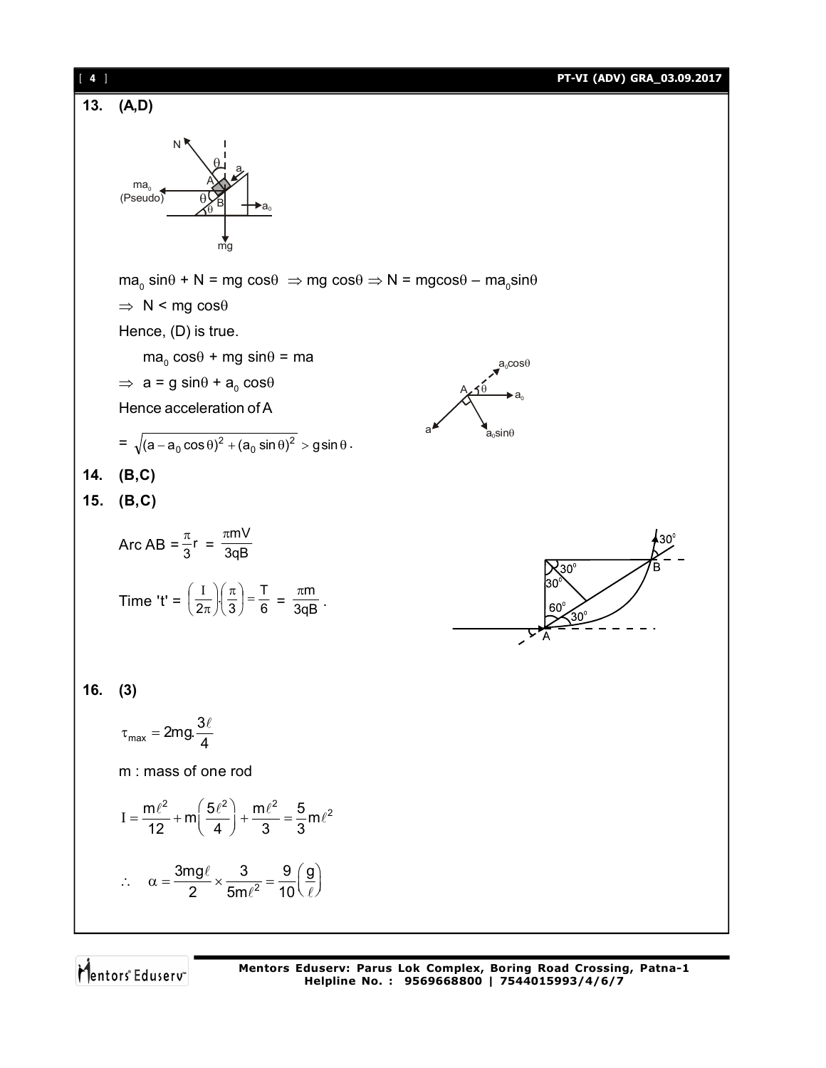**13. (A,D)**

$ma_0 \sin\theta + N = mg\cos\theta \Rightarrow mg\cos\theta \Rightarrow N = mg\cos\theta - ma_0\sin\theta$

$\Rightarrow N < mg\cos\theta$

Hence, (D) is true.

$ma_0 \cos\theta + mg\sin\theta = ma$

$\Rightarrow a = g\sin\theta + a_0\cos\theta$

Hence acceleration of A

$= \sqrt{(a - a_0\cos\theta)^2 + (a_0\sin\theta)^2} > g\sin\theta$.

**14. (B,C)**

**15. (B,C)**

$$\text{Arc AB} = \frac{\pi}{3}r = \frac{\pi mV}{3qB}$$

$$\text{Time 't'} = \left(\frac{T}{2\pi}\right)\left(\frac{\pi}{3}\right) = \frac{T}{6} = \frac{\pi m}{3qB}.$$

**16. (3)**

$$\tau_{max} = 2mg.\frac{3\ell}{4}$$

m : mass of one rod

$$I = \frac{m\ell^2}{12} + m\left(\frac{5\ell^2}{4}\right) + \frac{m\ell^2}{3} = \frac{5}{3}m\ell^2$$

$$\therefore \quad \alpha = \frac{3mg\ell}{2} \times \frac{3}{5m\ell^2} = \frac{9}{10}\left(\frac{g}{\ell}\right)$$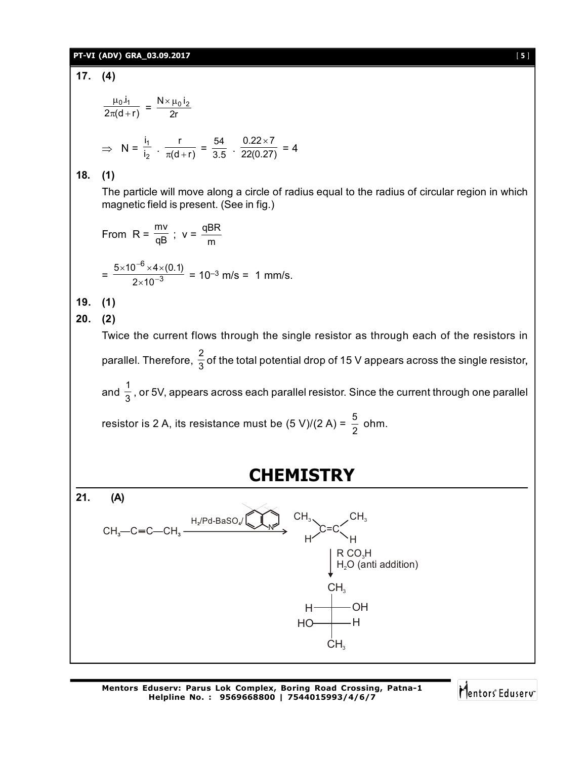**17. (4)**

$$\frac{\mu_0 . i_1}{2\pi(d+r)} = \frac{N \times \mu_0 i_2}{2r}$$

$$\Rightarrow \; N = \frac{i_1}{i_2} \cdot \frac{r}{\pi(d+r)} = \frac{54}{3.5} \cdot \frac{0.22 \times 7}{22(0.27)} = 4$$

**18. (1)**

The particle will move along a circle of radius equal to the radius of circular region in which magnetic field is present. (See in fig.)

From $R = \frac{mv}{qB}$ ; $v = \frac{qBR}{m}$

$$= \frac{5 \times 10^{-6} \times 4 \times (0.1)}{2 \times 10^{-3}} = 10^{-3} \text{ m/s} = 1 \text{ mm/s.}$$

**19. (1)**

**20. (2)**

Twice the current flows through the single resistor as through each of the resistors in parallel. Therefore, $\frac{2}{3}$ of the total potential drop of 15 V appears across the single resistor, and $\frac{1}{3}$, or 5V, appears across each parallel resistor. Since the current through one parallel resistor is 2 A, its resistance must be (5 V)/(2 A) = $\frac{5}{2}$ ohm.

# CHEMISTRY

**21. (A)**

$$CH_3-C\equiv C-CH_3 \xrightarrow{H_2/Pd\text{-}BaSO_4/\text{quinoline}} \begin{matrix} CH_3 & & CH_3 \\ & C=C & \\ H & & H \end{matrix}$$

$$\downarrow \; RCO_3H, \; H_2O \text{ (anti addition)}$$

$$\begin{matrix} & CH_3 & \\ H & - & OH \\ HO & - & H \\ & CH_3 & \end{matrix}$$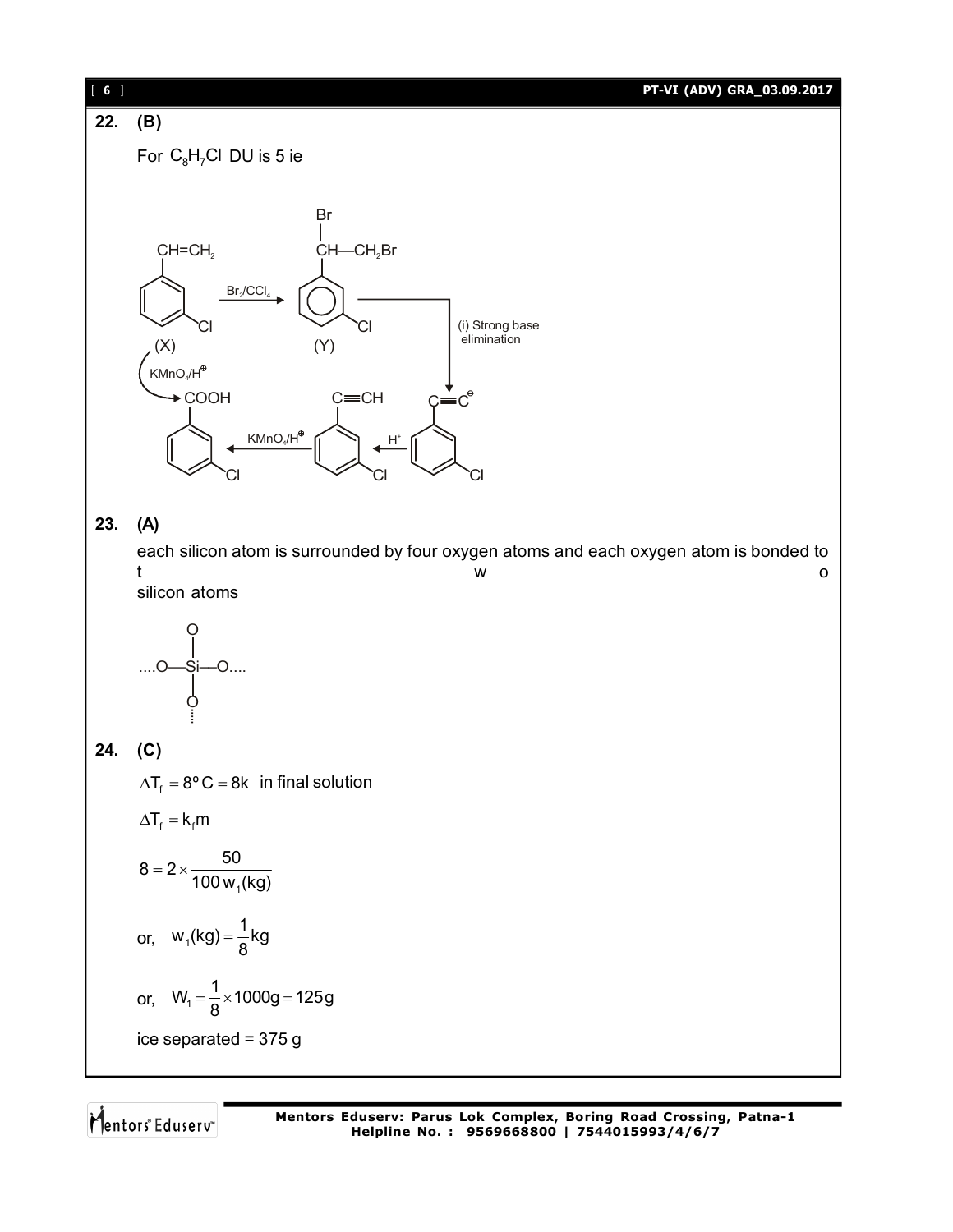**22. (B)**

For $C_8H_7Cl$ DU is 5 ie

(X) 3-chlorostyrene ($CH=CH_2$, Cl) $\xrightarrow{Br_2/CCl_4}$ (Y) ($CH(Br)-CH_2Br$, Cl) $\xrightarrow{\text{(i) Strong base elimination}}$ ($C \equiv C^{\ominus}$, Cl) $\xrightarrow{H^+}$ ($C \equiv CH$, Cl) $\xrightarrow{KMnO_4/H^{\oplus}}$ ($COOH$, Cl)

(X) $\xrightarrow{KMnO_4/H^{\oplus}}$ ($COOH$, Cl)

**23. (A)**

each silicon atom is surrounded by four oxygen atoms and each oxygen atom is bonded to two silicon atoms

....O—Si—O.... (with O above and O.... below Si)

**24. (C)**

$\Delta T_f = 8°C = 8k$ in final solution

$\Delta T_f = k_f m$

$$8 = 2 \times \frac{50}{100\,w_1(kg)}$$

or, $w_1(kg) = \frac{1}{8}kg$

or, $W_1 = \frac{1}{8} \times 1000g = 125g$

ice separated = 375 g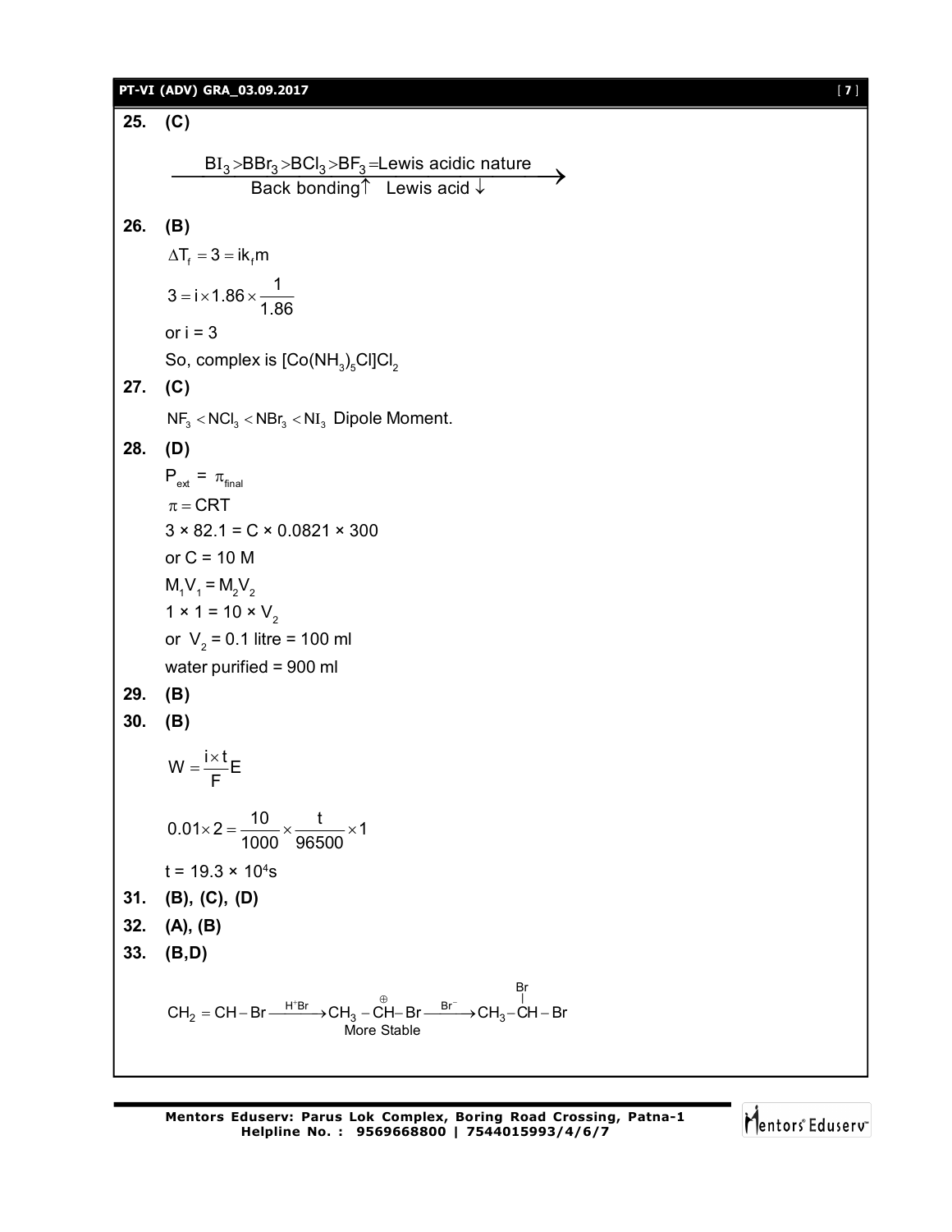**25. (C)**

$$\xrightarrow[\text{Back bonding}\uparrow \quad \text{Lewis acid}\downarrow]{BI_3 > BBr_3 > BCl_3 > BF_3 = \text{Lewis acidic nature}}$$

**26. (B)**

$\Delta T_f = 3 = ik_f m$

$3 = i \times 1.86 \times \dfrac{1}{1.86}$

or i = 3

So, complex is $[Co(NH_3)_5Cl]Cl_2$

**27. (C)**

$NF_3 < NCl_3 < NBr_3 < NI_3$ Dipole Moment.

**28. (D)**

$P_{ext} = \pi_{final}$

$\pi = CRT$

$3 \times 82.1 = C \times 0.0821 \times 300$

or C = 10 M

$M_1V_1 = M_2V_2$

$1 \times 1 = 10 \times V_2$

or $V_2 = 0.1$ litre = 100 ml

water purified = 900 ml

**29. (B)**

**30. (B)**

$W = \dfrac{i \times t}{F} E$

$0.01 \times 2 = \dfrac{10}{1000} \times \dfrac{t}{96500} \times 1$

$t = 19.3 \times 10^4$s

**31. (B), (C), (D)**

**32. (A), (B)**

**33. (B,D)**

$$CH_2 = CH - Br \xrightarrow{H^+Br} \underset{\text{More Stable}}{CH_3 - \overset{\oplus}{C}H - Br} \xrightarrow{Br^-} CH_3 - \underset{}{\overset{Br}{\overset{|}{C}H}} - Br$$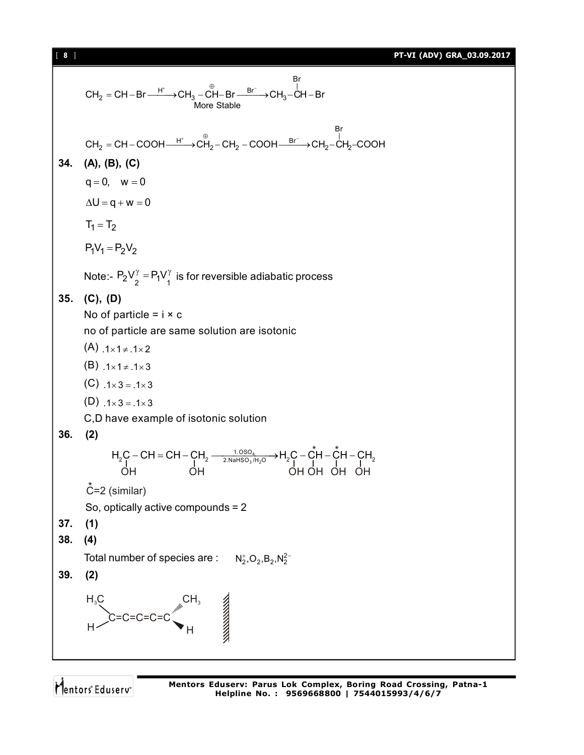$$CH_2 = CH - Br \xrightarrow{H^+} CH_3 - \overset{\oplus}{C}H - Br \xrightarrow{Br^-} CH_3 - \underset{}{\overset{Br}{\overset{|}{C}}}H - Br$$

More Stable

$$CH_2 = CH - COOH \xrightarrow{H^+} \overset{\oplus}{C}H_2 - CH_2 - COOH \xrightarrow{Br^-} CH_2 - \overset{Br}{\overset{|}{C}}H_2 - COOH$$

**34. (A), (B), (C)**

$q = 0, \quad w = 0$

$\Delta U = q + w = 0$

$T_1 = T_2$

$P_1V_1 = P_2V_2$

Note:- $P_2V_2^{\gamma} = P_1V_1^{\gamma}$ is for reversible adiabatic process

**35. (C), (D)**

No of particle = i × c

no of particle are same solution are isotonic

(A) $.1 \times 1 \neq .1 \times 2$

(B) $.1 \times 1 \neq .1 \times 3$

(C) $.1 \times 3 = .1 \times 3$

(D) $.1 \times 3 = .1 \times 3$

C,D have example of isotonic solution

**36. (2)**

$$\underset{OH}{\underset{|}{H_2C}} - CH = CH - \underset{OH}{\underset{|}{CH_2}} \xrightarrow[2.NaHSO_3/H_2O]{1.OSO_4} \underset{OH}{\underset{|}{H_2C}} - \underset{OH}{\underset{|}{\overset{*}{C}H}} - \underset{OH}{\underset{|}{\overset{*}{C}H}} - \underset{OH}{\underset{|}{CH_2}}$$

$\overset{*}{C}$=2 (similar)

So, optically active compounds = 2

**37. (1)**

**38. (4)**

Total number of species are : $N_2^+, O_2, B_2, N_2^{2-}$

**39. (2)**

$$\begin{matrix} H_3C \\ H \end{matrix} \!\!> C=C=C=C=C <\!\! \begin{matrix} CH_3 \\ H \end{matrix}$$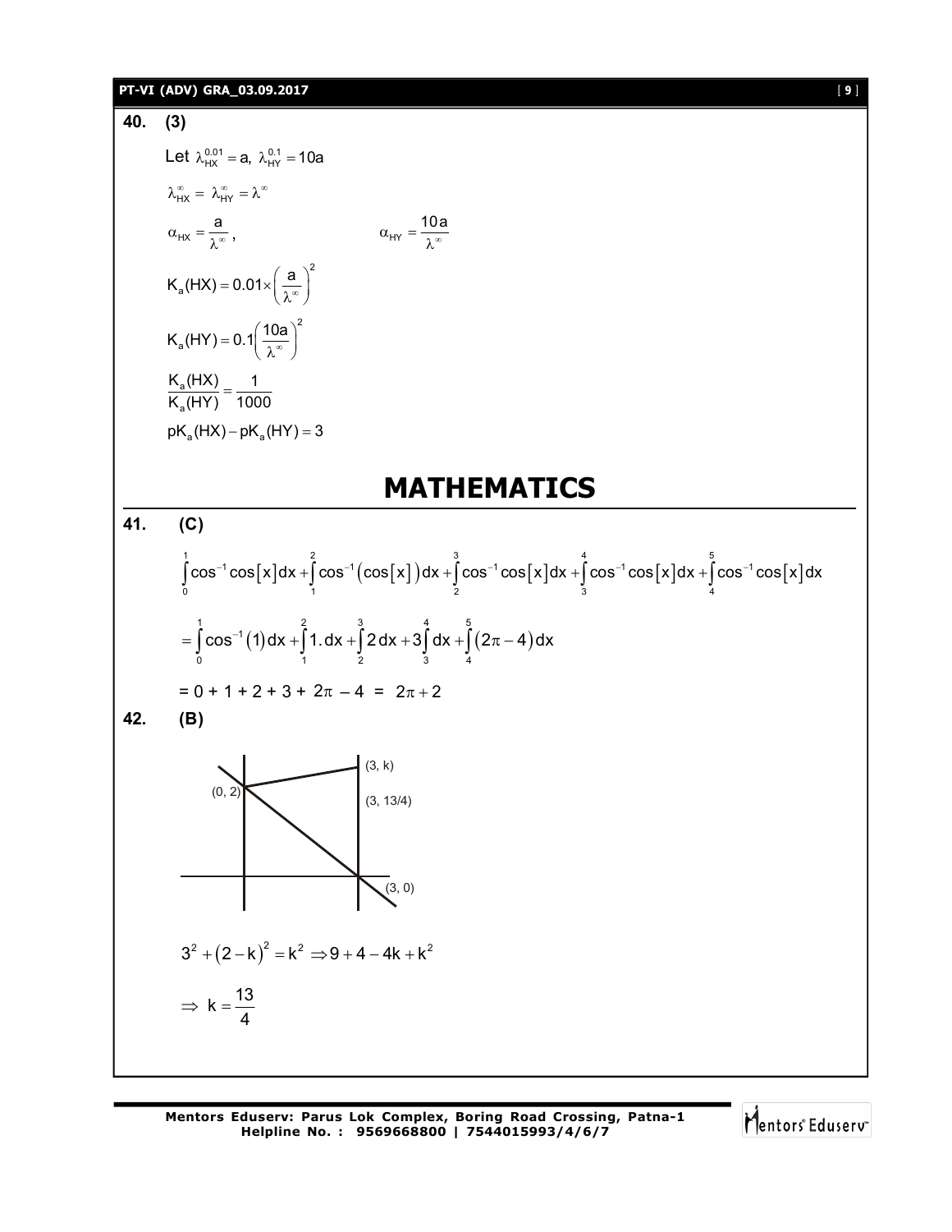**40. (3)**

Let $\lambda_{HX}^{0.01} = a,\ \lambda_{HY}^{0.1} = 10a$

$\lambda_{HX}^{\infty} = \lambda_{HY}^{\infty} = \lambda^{\infty}$

$\alpha_{HX} = \dfrac{a}{\lambda^{\infty}}$, $\qquad\qquad \alpha_{HY} = \dfrac{10a}{\lambda^{\infty}}$

$K_a(HX) = 0.01 \times \left(\dfrac{a}{\lambda^{\infty}}\right)^2$

$K_a(HY) = 0.1\left(\dfrac{10a}{\lambda^{\infty}}\right)^2$

$\dfrac{K_a(HX)}{K_a(HY)} = \dfrac{1}{1000}$

$pK_a(HX) - pK_a(HY) = 3$

# MATHEMATICS

**41. (C)**

$$\int_0^1 \cos^{-1}\cos[x]dx + \int_1^2 \cos^{-1}(\cos[x])dx + \int_2^3 \cos^{-1}\cos[x]dx + \int_3^4 \cos^{-1}\cos[x]dx + \int_4^5 \cos^{-1}\cos[x]dx$$

$$= \int_0^1 \cos^{-1}(1)dx + \int_1^2 1.dx + \int_2^3 2\,dx + 3\int_3^4 dx + \int_4^5 (2\pi - 4)dx$$

$= 0 + 1 + 2 + 3 + 2\pi - 4 = 2\pi + 2$

**42. (B)**

(0, 2) (3, k) (3, 13/4) (3, 0)

$3^2 + (2-k)^2 = k^2 \Rightarrow 9 + 4 - 4k + k^2$

$\Rightarrow k = \dfrac{13}{4}$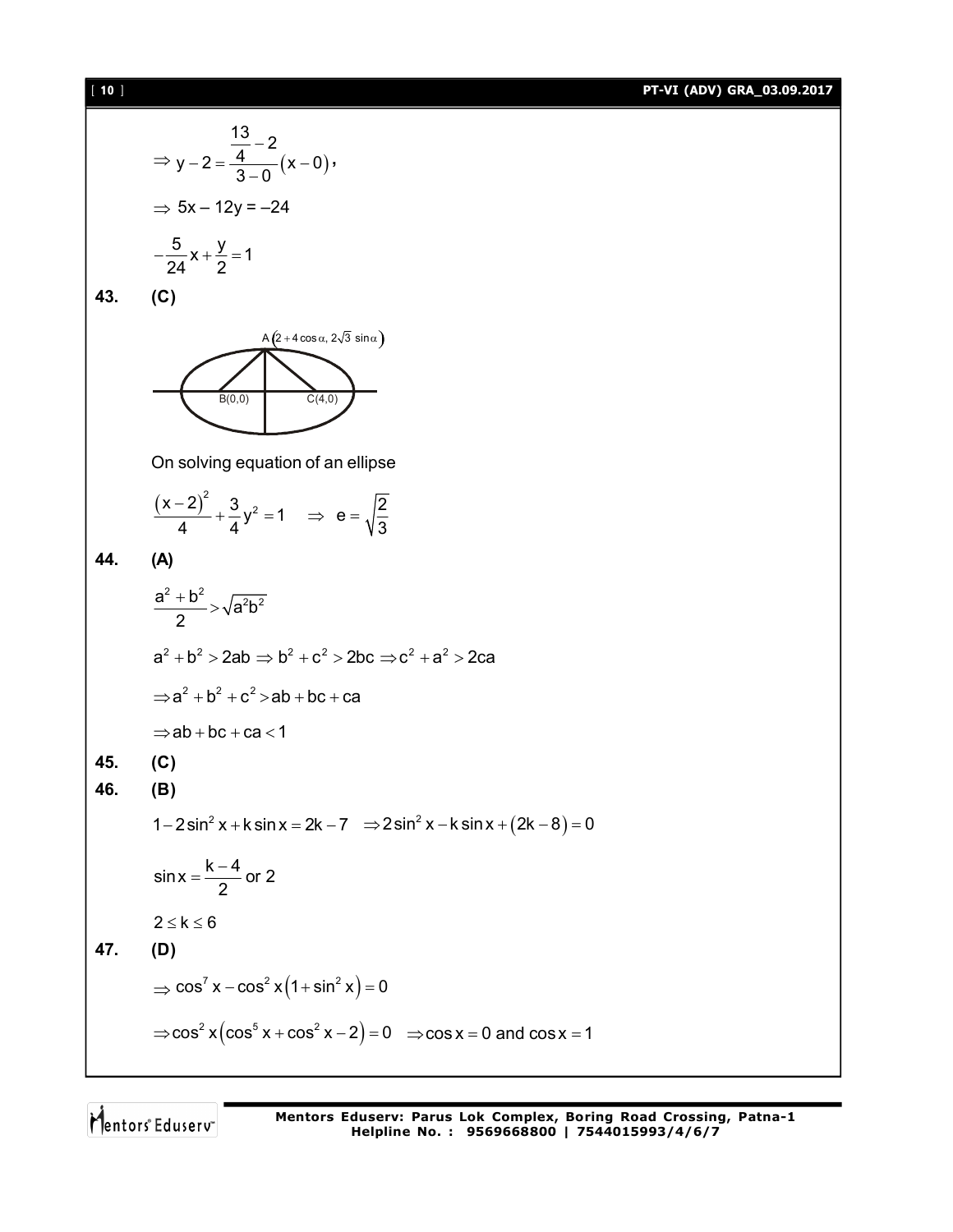$$\Rightarrow y-2=\frac{\frac{13}{4}-2}{3-0}(x-0),$$

$$\Rightarrow 5x-12y=-24$$

$$-\frac{5}{24}x+\frac{y}{2}=1$$

**43. (C)**

A $(2+4\cos\alpha,\ 2\sqrt{3}\sin\alpha)$, B(0,0), C(4,0)

On solving equation of an ellipse

$$\frac{(x-2)^2}{4}+\frac{3}{4}y^2=1 \quad \Rightarrow \quad e=\sqrt{\frac{2}{3}}$$

**44. (A)**

$$\frac{a^2+b^2}{2}>\sqrt{a^2b^2}$$

$$a^2+b^2>2ab \Rightarrow b^2+c^2>2bc \Rightarrow c^2+a^2>2ca$$

$$\Rightarrow a^2+b^2+c^2>ab+bc+ca$$

$$\Rightarrow ab+bc+ca<1$$

**45. (C)**

**46. (B)**

$$1-2\sin^2 x+k\sin x=2k-7 \quad \Rightarrow 2\sin^2 x-k\sin x+(2k-8)=0$$

$$\sin x=\frac{k-4}{2} \text{ or } 2$$

$$2\le k\le 6$$

**47. (D)**

$$\Rightarrow \cos^7 x-\cos^2 x\left(1+\sin^2 x\right)=0$$

$$\Rightarrow \cos^2 x\left(\cos^5 x+\cos^2 x-2\right)=0 \quad \Rightarrow \cos x=0 \text{ and } \cos x=1$$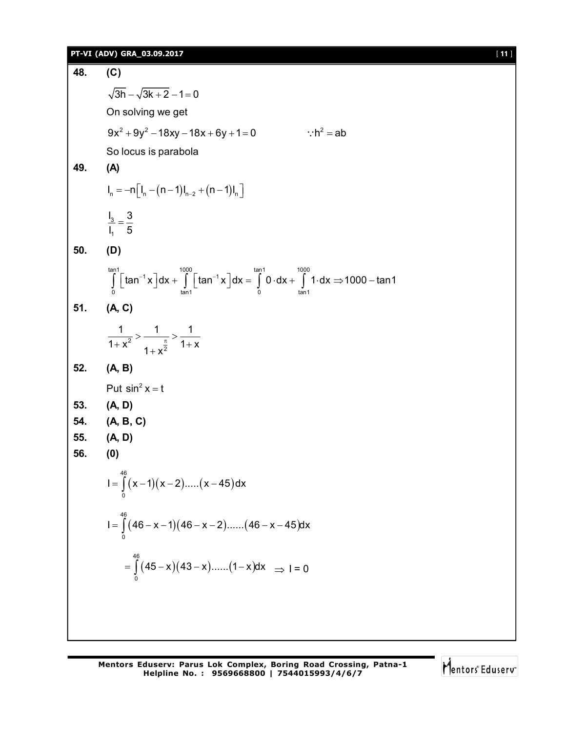**48. (C)**

$\sqrt{3h} - \sqrt{3k+2} - 1 = 0$

On solving we get

$9x^2 + 9y^2 - 18xy - 18x + 6y + 1 = 0 \qquad \because h^2 = ab$

So locus is parabola

**49. (A)**

$I_n = -n\left[I_n - (n-1)I_{n-2} + (n-1)I_n\right]$

$\frac{I_3}{I_1} = \frac{3}{5}$

**50. (D)**

$\int_0^{\tan 1} \left[\tan^{-1} x\right] dx + \int_{\tan 1}^{1000} \left[\tan^{-1} x\right] dx = \int_0^{\tan 1} 0 \cdot dx + \int_{\tan 1}^{1000} 1 \cdot dx \Rightarrow 1000 - \tan 1$

**51. (A, C)**

$\frac{1}{1+x^2} > \frac{1}{1+x^{\frac{\pi}{2}}} > \frac{1}{1+x}$

**52. (A, B)**

Put $\sin^2 x = t$

**53. (A, D)**

**54. (A, B, C)**

**55. (A, D)**

**56. (0)**

$I = \int_0^{46} (x-1)(x-2).....(x-45)dx$

$I = \int_0^{46} (46-x-1)(46-x-2)......(46-x-45)dx$

$= \int_0^{46} (45-x)(43-x)......(1-x)dx \Rightarrow I = 0$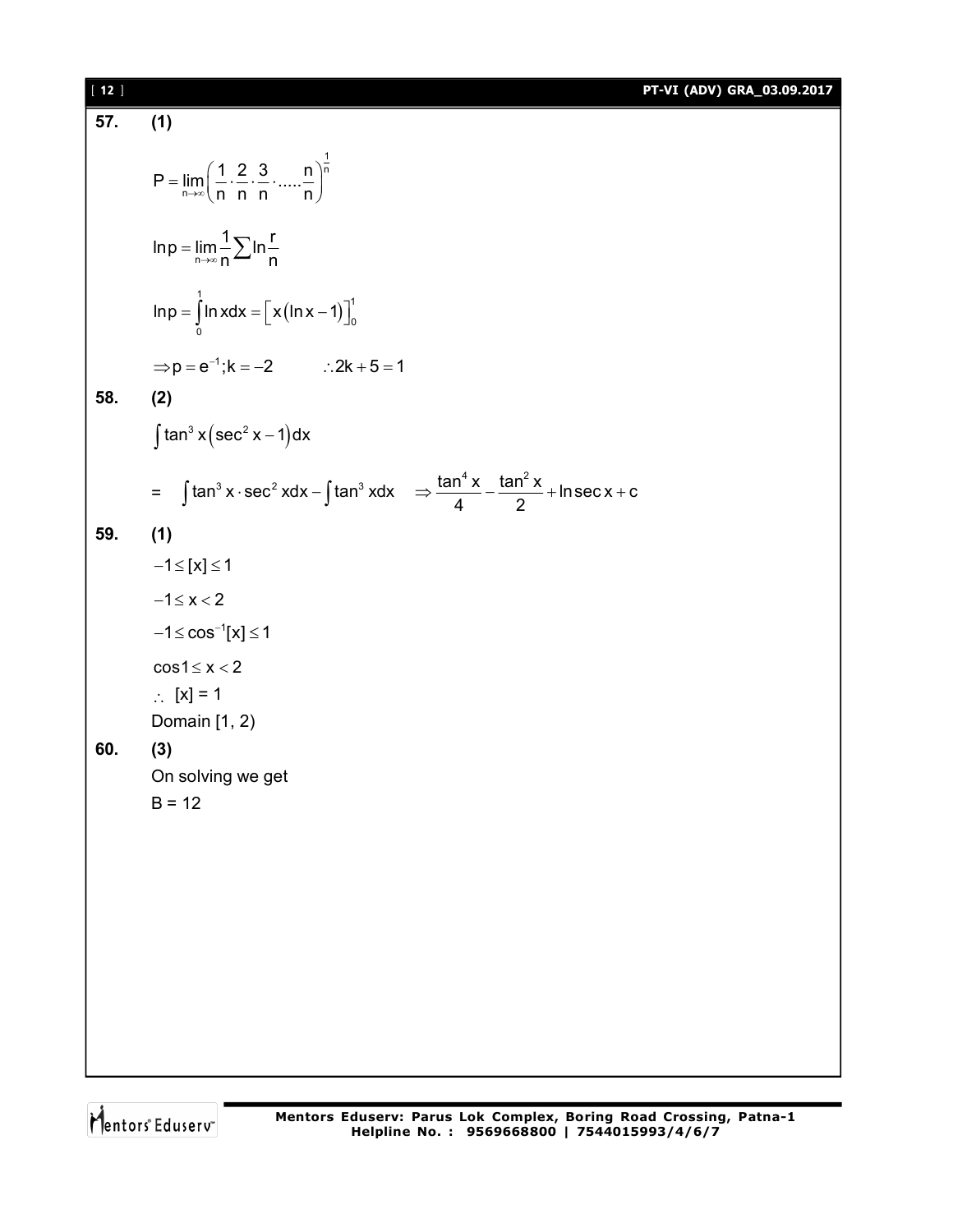**57.** **(1)**

$$P = \lim_{n\to\infty}\left(\frac{1}{n}\cdot\frac{2}{n}\cdot\frac{3}{n}\cdot\ldots\ldots\frac{n}{n}\right)^{\frac{1}{n}}$$

$$\ln p = \lim_{n\to\infty}\frac{1}{n}\sum \ln\frac{r}{n}$$

$$\ln p = \int_0^1 \ln x dx = \left[x(\ln x - 1)\right]_0^1$$

$$\Rightarrow p = e^{-1}; k = -2 \qquad \therefore 2k + 5 = 1$$

**58.** **(2)**

$$\int \tan^3 x\left(\sec^2 x - 1\right)dx$$

$$= \int \tan^3 x \cdot \sec^2 x dx - \int \tan^3 x dx \quad \Rightarrow \frac{\tan^4 x}{4} - \frac{\tan^2 x}{2} + \ln\sec x + c$$

**59.** **(1)**

$-1 \le [x] \le 1$

$-1 \le x < 2$

$-1 \le \cos^{-1}[x] \le 1$

$\cos 1 \le x < 2$

$\therefore$ [x] = 1

Domain [1, 2)

**60.** **(3)**

On solving we get

B = 12